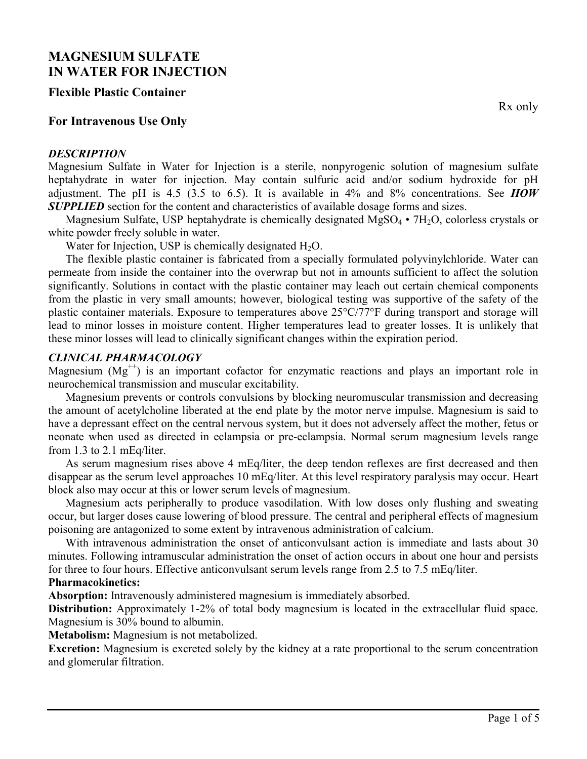# MAGNESIUM SULFATE IN WATER FOR INJECTION

## Flexible Plastic Container

Rx only

## For Intravenous Use Only

### *DESCRIPTION*

Magnesium Sulfate in Water for Injection is a sterile, nonpyrogenic solution of magnesium sulfate heptahydrate in water for injection. May contain sulfuric acid and/or sodium hydroxide for pH adjustment. The pH is 4.5 (3.5 to 6.5). It is available in 4% and 8% concentrations. See ***HOW SUPPLIED*** section for the content and characteristics of available dosage forms and sizes.

Magnesium Sulfate, USP heptahydrate is chemically designated $MgSO_4 \cdot 7H_2O$, colorless crystals or white powder freely soluble in water.

Water for Injection, USP is chemically designated $H_2O$.

The flexible plastic container is fabricated from a specially formulated polyvinylchloride. Water can permeate from inside the container into the overwrap but not in amounts sufficient to affect the solution significantly. Solutions in contact with the plastic container may leach out certain chemical components from the plastic in very small amounts; however, biological testing was supportive of the safety of the plastic container materials. Exposure to temperatures above 25°C/77°F during transport and storage will lead to minor losses in moisture content. Higher temperatures lead to greater losses. It is unlikely that these minor losses will lead to clinically significant changes within the expiration period.

### *CLINICAL PHARMACOLOGY*

Magnesium ($Mg^{++}$) is an important cofactor for enzymatic reactions and plays an important role in neurochemical transmission and muscular excitability.

Magnesium prevents or controls convulsions by blocking neuromuscular transmission and decreasing the amount of acetylcholine liberated at the end plate by the motor nerve impulse. Magnesium is said to have a depressant effect on the central nervous system, but it does not adversely affect the mother, fetus or neonate when used as directed in eclampsia or pre-eclampsia. Normal serum magnesium levels range from 1.3 to 2.1 mEq/liter.

As serum magnesium rises above 4 mEq/liter, the deep tendon reflexes are first decreased and then disappear as the serum level approaches 10 mEq/liter. At this level respiratory paralysis may occur. Heart block also may occur at this or lower serum levels of magnesium.

Magnesium acts peripherally to produce vasodilation. With low doses only flushing and sweating occur, but larger doses cause lowering of blood pressure. The central and peripheral effects of magnesium poisoning are antagonized to some extent by intravenous administration of calcium.

With intravenous administration the onset of anticonvulsant action is immediate and lasts about 30 minutes. Following intramuscular administration the onset of action occurs in about one hour and persists for three to four hours. Effective anticonvulsant serum levels range from 2.5 to 7.5 mEq/liter.

**Pharmacokinetics:**

**Absorption:** Intravenously administered magnesium is immediately absorbed.

**Distribution:** Approximately 1-2% of total body magnesium is located in the extracellular fluid space. Magnesium is 30% bound to albumin.

**Metabolism:** Magnesium is not metabolized.

**Excretion:** Magnesium is excreted solely by the kidney at a rate proportional to the serum concentration and glomerular filtration.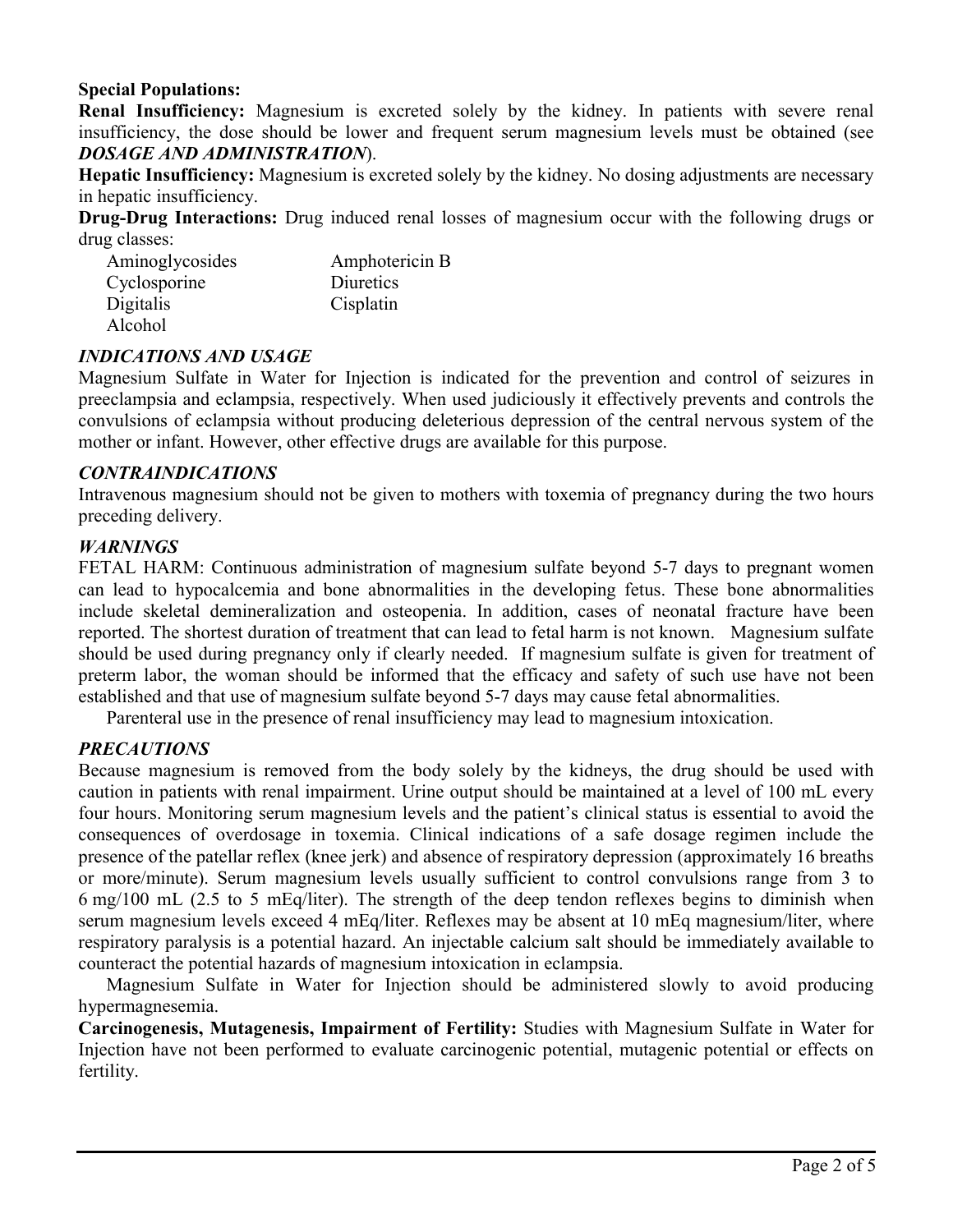**Special Populations:**

**Renal Insufficiency:** Magnesium is excreted solely by the kidney. In patients with severe renal insufficiency, the dose should be lower and frequent serum magnesium levels must be obtained (see ***DOSAGE AND ADMINISTRATION***).

**Hepatic Insufficiency:** Magnesium is excreted solely by the kidney. No dosing adjustments are necessary in hepatic insufficiency.

**Drug-Drug Interactions:** Drug induced renal losses of magnesium occur with the following drugs or drug classes:

| | |
|---|---|
| Aminoglycosides | Amphotericin B |
| Cyclosporine | Diuretics |
| Digitalis | Cisplatin |
| Alcohol | |

## *INDICATIONS AND USAGE*

Magnesium Sulfate in Water for Injection is indicated for the prevention and control of seizures in preeclampsia and eclampsia, respectively. When used judiciously it effectively prevents and controls the convulsions of eclampsia without producing deleterious depression of the central nervous system of the mother or infant. However, other effective drugs are available for this purpose.

## *CONTRAINDICATIONS*

Intravenous magnesium should not be given to mothers with toxemia of pregnancy during the two hours preceding delivery.

## *WARNINGS*

FETAL HARM: Continuous administration of magnesium sulfate beyond 5-7 days to pregnant women can lead to hypocalcemia and bone abnormalities in the developing fetus. These bone abnormalities include skeletal demineralization and osteopenia. In addition, cases of neonatal fracture have been reported. The shortest duration of treatment that can lead to fetal harm is not known. Magnesium sulfate should be used during pregnancy only if clearly needed. If magnesium sulfate is given for treatment of preterm labor, the woman should be informed that the efficacy and safety of such use have not been established and that use of magnesium sulfate beyond 5-7 days may cause fetal abnormalities.

Parenteral use in the presence of renal insufficiency may lead to magnesium intoxication.

## *PRECAUTIONS*

Because magnesium is removed from the body solely by the kidneys, the drug should be used with caution in patients with renal impairment. Urine output should be maintained at a level of 100 mL every four hours. Monitoring serum magnesium levels and the patient's clinical status is essential to avoid the consequences of overdosage in toxemia. Clinical indications of a safe dosage regimen include the presence of the patellar reflex (knee jerk) and absence of respiratory depression (approximately 16 breaths or more/minute). Serum magnesium levels usually sufficient to control convulsions range from 3 to 6 mg/100 mL (2.5 to 5 mEq/liter). The strength of the deep tendon reflexes begins to diminish when serum magnesium levels exceed 4 mEq/liter. Reflexes may be absent at 10 mEq magnesium/liter, where respiratory paralysis is a potential hazard. An injectable calcium salt should be immediately available to counteract the potential hazards of magnesium intoxication in eclampsia.

Magnesium Sulfate in Water for Injection should be administered slowly to avoid producing hypermagnesemia.

**Carcinogenesis, Mutagenesis, Impairment of Fertility:** Studies with Magnesium Sulfate in Water for Injection have not been performed to evaluate carcinogenic potential, mutagenic potential or effects on fertility.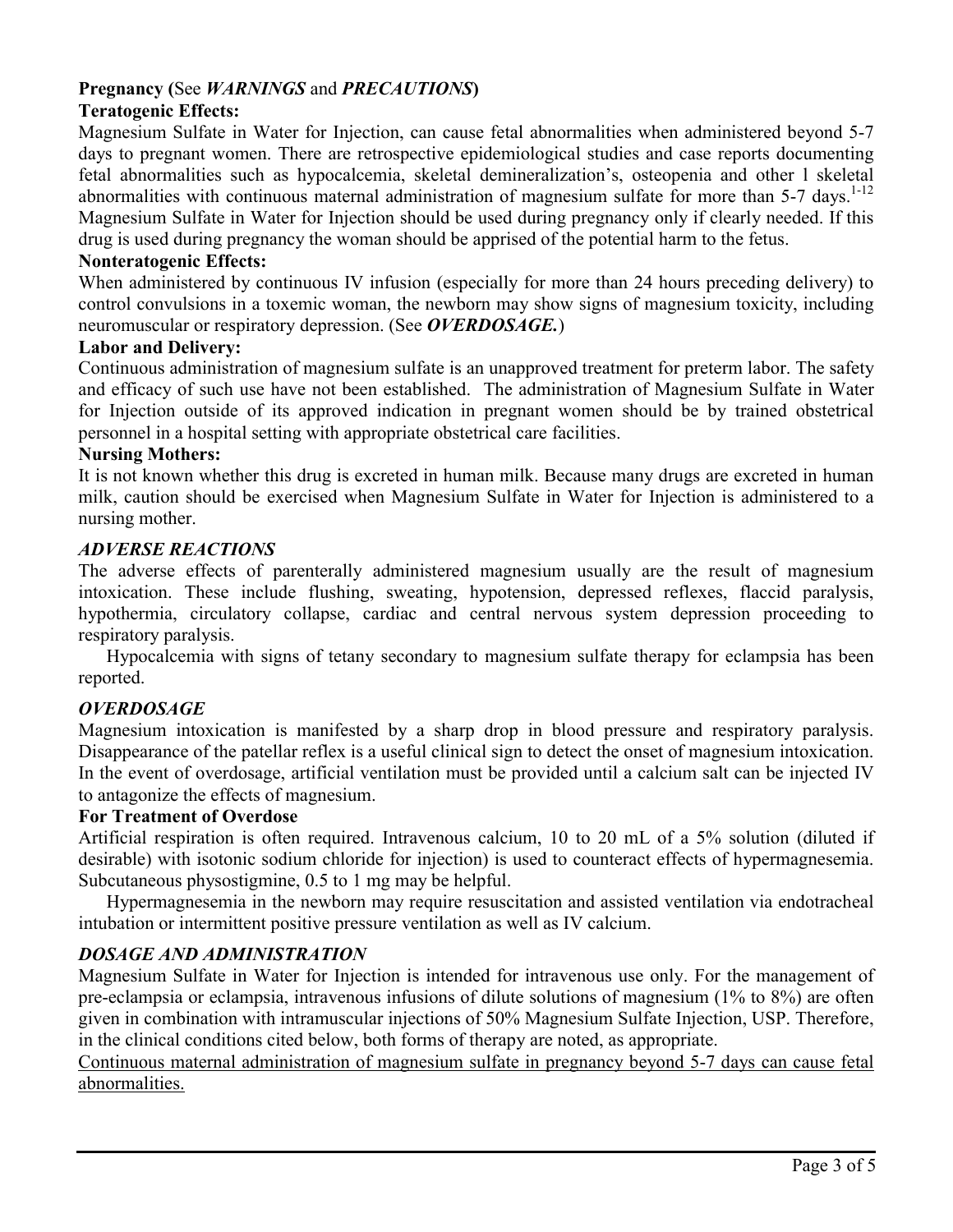**Pregnancy (**See ***WARNINGS*** and ***PRECAUTIONS*****)**

**Teratogenic Effects:**

Magnesium Sulfate in Water for Injection, can cause fetal abnormalities when administered beyond 5-7 days to pregnant women. There are retrospective epidemiological studies and case reports documenting fetal abnormalities such as hypocalcemia, skeletal demineralization's, osteopenia and other l skeletal abnormalities with continuous maternal administration of magnesium sulfate for more than 5-7 days.[1-12] Magnesium Sulfate in Water for Injection should be used during pregnancy only if clearly needed. If this drug is used during pregnancy the woman should be apprised of the potential harm to the fetus.

**Nonteratogenic Effects:**

When administered by continuous IV infusion (especially for more than 24 hours preceding delivery) to control convulsions in a toxemic woman, the newborn may show signs of magnesium toxicity, including neuromuscular or respiratory depression. (See ***OVERDOSAGE.***)

**Labor and Delivery:**

Continuous administration of magnesium sulfate is an unapproved treatment for preterm labor. The safety and efficacy of such use have not been established. The administration of Magnesium Sulfate in Water for Injection outside of its approved indication in pregnant women should be by trained obstetrical personnel in a hospital setting with appropriate obstetrical care facilities.

**Nursing Mothers:**

It is not known whether this drug is excreted in human milk. Because many drugs are excreted in human milk, caution should be exercised when Magnesium Sulfate in Water for Injection is administered to a nursing mother.

## *ADVERSE REACTIONS*

The adverse effects of parenterally administered magnesium usually are the result of magnesium intoxication. These include flushing, sweating, hypotension, depressed reflexes, flaccid paralysis, hypothermia, circulatory collapse, cardiac and central nervous system depression proceeding to respiratory paralysis.

Hypocalcemia with signs of tetany secondary to magnesium sulfate therapy for eclampsia has been reported.

## *OVERDOSAGE*

Magnesium intoxication is manifested by a sharp drop in blood pressure and respiratory paralysis. Disappearance of the patellar reflex is a useful clinical sign to detect the onset of magnesium intoxication. In the event of overdosage, artificial ventilation must be provided until a calcium salt can be injected IV to antagonize the effects of magnesium.

**For Treatment of Overdose**

Artificial respiration is often required. Intravenous calcium, 10 to 20 mL of a 5% solution (diluted if desirable) with isotonic sodium chloride for injection) is used to counteract effects of hypermagnesemia. Subcutaneous physostigmine, 0.5 to 1 mg may be helpful.

Hypermagnesemia in the newborn may require resuscitation and assisted ventilation via endotracheal intubation or intermittent positive pressure ventilation as well as IV calcium.

## *DOSAGE AND ADMINISTRATION*

Magnesium Sulfate in Water for Injection is intended for intravenous use only. For the management of pre-eclampsia or eclampsia, intravenous infusions of dilute solutions of magnesium (1% to 8%) are often given in combination with intramuscular injections of 50% Magnesium Sulfate Injection, USP. Therefore, in the clinical conditions cited below, both forms of therapy are noted, as appropriate.

<u>Continuous maternal administration of magnesium sulfate in pregnancy beyond 5-7 days can cause fetal abnormalities.</u>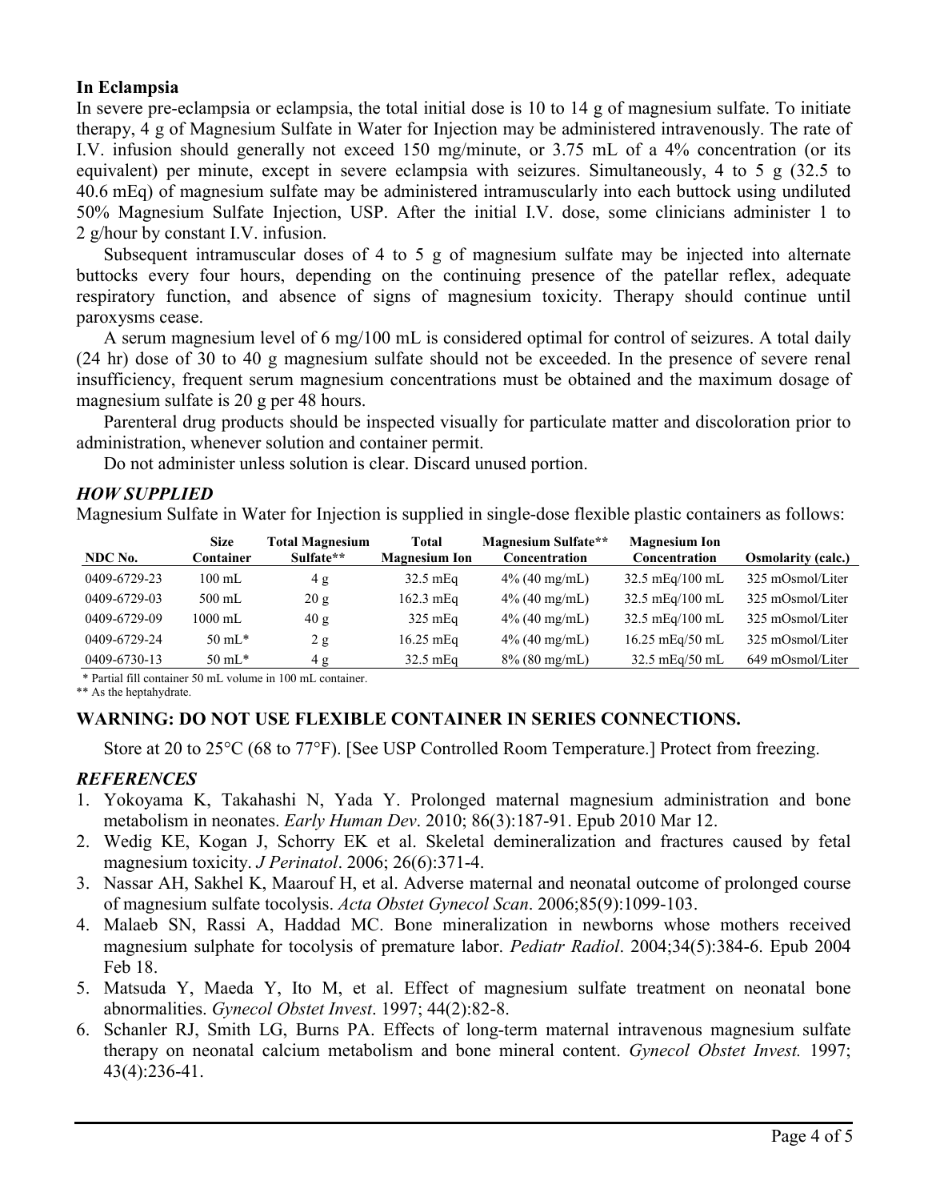### In Eclampsia

In severe pre-eclampsia or eclampsia, the total initial dose is 10 to 14 g of magnesium sulfate. To initiate therapy, 4 g of Magnesium Sulfate in Water for Injection may be administered intravenously. The rate of I.V. infusion should generally not exceed 150 mg/minute, or 3.75 mL of a 4% concentration (or its equivalent) per minute, except in severe eclampsia with seizures. Simultaneously, 4 to 5 g (32.5 to 40.6 mEq) of magnesium sulfate may be administered intramuscularly into each buttock using undiluted 50% Magnesium Sulfate Injection, USP. After the initial I.V. dose, some clinicians administer 1 to 2 g/hour by constant I.V. infusion.

Subsequent intramuscular doses of 4 to 5 g of magnesium sulfate may be injected into alternate buttocks every four hours, depending on the continuing presence of the patellar reflex, adequate respiratory function, and absence of signs of magnesium toxicity. Therapy should continue until paroxysms cease.

A serum magnesium level of 6 mg/100 mL is considered optimal for control of seizures. A total daily (24 hr) dose of 30 to 40 g magnesium sulfate should not be exceeded. In the presence of severe renal insufficiency, frequent serum magnesium concentrations must be obtained and the maximum dosage of magnesium sulfate is 20 g per 48 hours.

Parenteral drug products should be inspected visually for particulate matter and discoloration prior to administration, whenever solution and container permit.

Do not administer unless solution is clear. Discard unused portion.

## *HOW SUPPLIED*

Magnesium Sulfate in Water for Injection is supplied in single-dose flexible plastic containers as follows:

| NDC No. | Size Container | Total Magnesium Sulfate** | Total Magnesium Ion | Magnesium Sulfate** Concentration | Magnesium Ion Concentration | Osmolarity (calc.) |
|---|---|---|---|---|---|---|
| 0409-6729-23 | 100 mL | 4 g | 32.5 mEq | 4% (40 mg/mL) | 32.5 mEq/100 mL | 325 mOsmol/Liter |
| 0409-6729-03 | 500 mL | 20 g | 162.3 mEq | 4% (40 mg/mL) | 32.5 mEq/100 mL | 325 mOsmol/Liter |
| 0409-6729-09 | 1000 mL | 40 g | 325 mEq | 4% (40 mg/mL) | 32.5 mEq/100 mL | 325 mOsmol/Liter |
| 0409-6729-24 | 50 mL* | 2 g | 16.25 mEq | 4% (40 mg/mL) | 16.25 mEq/50 mL | 325 mOsmol/Liter |
| 0409-6730-13 | 50 mL* | 4 g | 32.5 mEq | 8% (80 mg/mL) | 32.5 mEq/50 mL | 649 mOsmol/Liter |

\* Partial fill container 50 mL volume in 100 mL container.
** As the heptahydrate.

**WARNING: DO NOT USE FLEXIBLE CONTAINER IN SERIES CONNECTIONS.**

Store at 20 to 25°C (68 to 77°F). [See USP Controlled Room Temperature.] Protect from freezing.

## *REFERENCES*

1. Yokoyama K, Takahashi N, Yada Y. Prolonged maternal magnesium administration and bone metabolism in neonates. *Early Human Dev*. 2010; 86(3):187-91. Epub 2010 Mar 12.
2. Wedig KE, Kogan J, Schorry EK et al. Skeletal demineralization and fractures caused by fetal magnesium toxicity. *J Perinatol*. 2006; 26(6):371-4.
3. Nassar AH, Sakhel K, Maarouf H, et al. Adverse maternal and neonatal outcome of prolonged course of magnesium sulfate tocolysis. *Acta Obstet Gynecol Scan*. 2006;85(9):1099-103.
4. Malaeb SN, Rassi A, Haddad MC. Bone mineralization in newborns whose mothers received magnesium sulphate for tocolysis of premature labor. *Pediatr Radiol*. 2004;34(5):384-6. Epub 2004 Feb 18.
5. Matsuda Y, Maeda Y, Ito M, et al. Effect of magnesium sulfate treatment on neonatal bone abnormalities. *Gynecol Obstet Invest*. 1997; 44(2):82-8.
6. Schanler RJ, Smith LG, Burns PA. Effects of long-term maternal intravenous magnesium sulfate therapy on neonatal calcium metabolism and bone mineral content. *Gynecol Obstet Invest.* 1997; 43(4):236-41.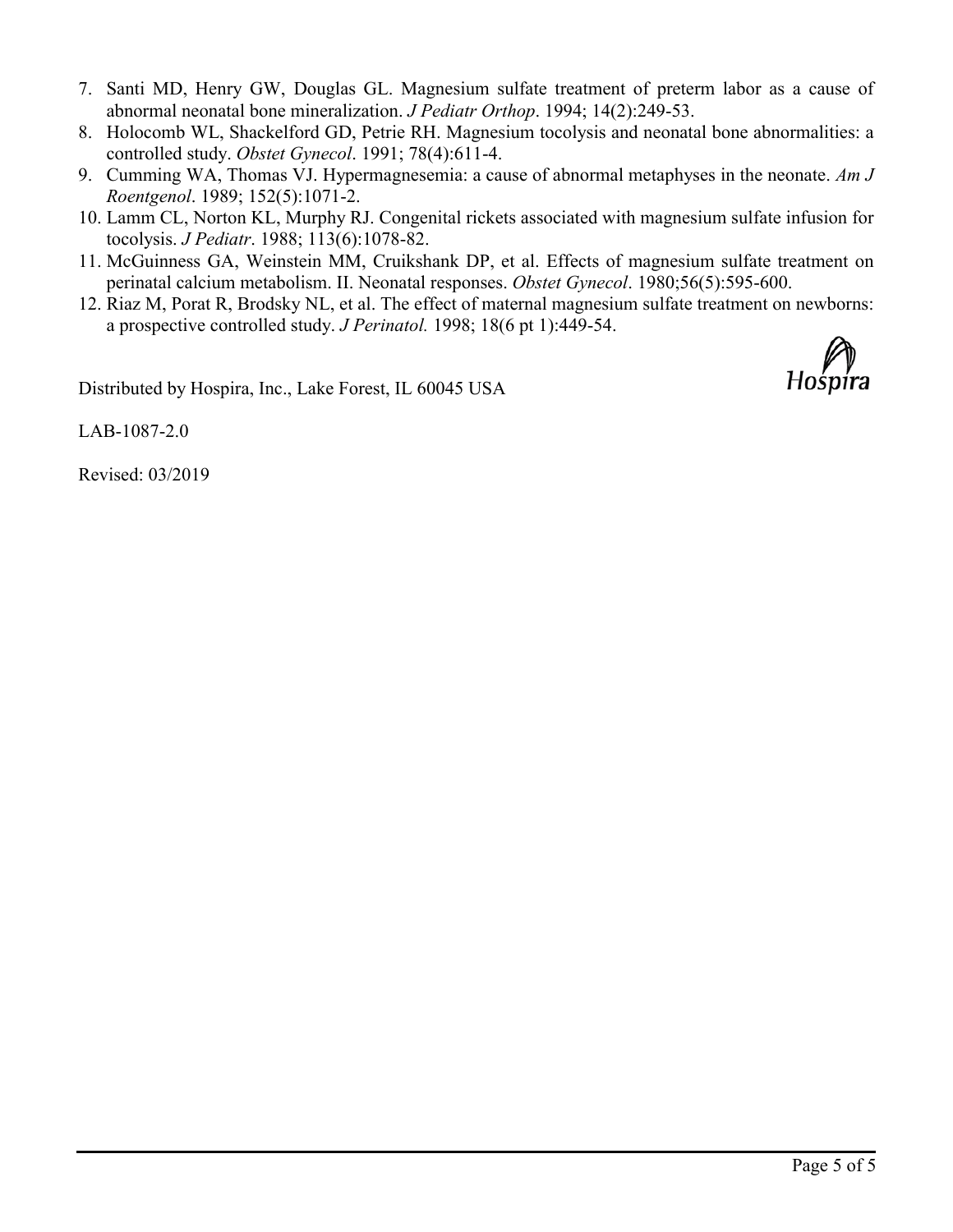7. Santi MD, Henry GW, Douglas GL. Magnesium sulfate treatment of preterm labor as a cause of abnormal neonatal bone mineralization. *J Pediatr Orthop*. 1994; 14(2):249-53.
8. Holocomb WL, Shackelford GD, Petrie RH. Magnesium tocolysis and neonatal bone abnormalities: a controlled study. *Obstet Gynecol*. 1991; 78(4):611-4.
9. Cumming WA, Thomas VJ. Hypermagnesemia: a cause of abnormal metaphyses in the neonate. *Am J Roentgenol*. 1989; 152(5):1071-2.
10. Lamm CL, Norton KL, Murphy RJ. Congenital rickets associated with magnesium sulfate infusion for tocolysis. *J Pediatr*. 1988; 113(6):1078-82.
11. McGuinness GA, Weinstein MM, Cruikshank DP, et al. Effects of magnesium sulfate treatment on perinatal calcium metabolism. II. Neonatal responses. *Obstet Gynecol*. 1980;56(5):595-600.
12. Riaz M, Porat R, Brodsky NL, et al. The effect of maternal magnesium sulfate treatment on newborns: a prospective controlled study. *J Perinatol.* 1998; 18(6 pt 1):449-54.

Distributed by Hospira, Inc., Lake Forest, IL 60045 USA

Hospira

LAB-1087-2.0

Revised: 03/2019